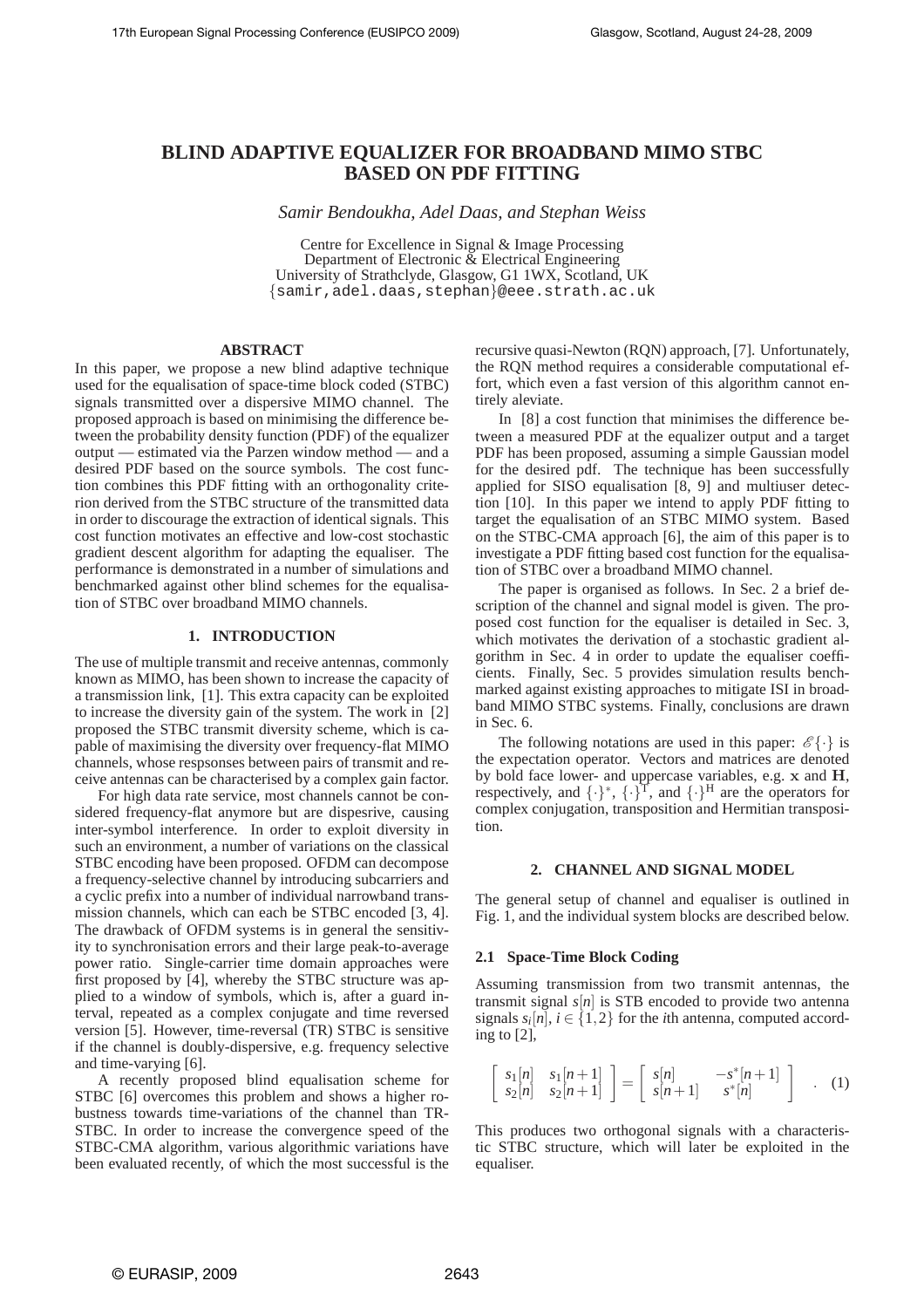# BLIND ADAPTIVE EQUALIZER FOR BROADBAND MIMO STBC BASED ON PDF FITTING

*Samir Bendoukha, Adel Daas, and Stephan Weiss*

Centre for Excellence in Signal & Image Processing
Department of Electronic & Electrical Engineering
University of Strathclyde, Glasgow, G1 1WX, Scotland, UK
{samir,adel.daas,stephan}@eee.strath.ac.uk

## ABSTRACT

In this paper, we propose a new blind adaptive technique used for the equalisation of space-time block coded (STBC) signals transmitted over a dispersive MIMO channel. The proposed approach is based on minimising the difference between the probability density function (PDF) of the equalizer output — estimated via the Parzen window method — and a desired PDF based on the source symbols. The cost function combines this PDF fitting with an orthogonality criterion derived from the STBC structure of the transmitted data in order to discourage the extraction of identical signals. This cost function motivates an effective and low-cost stochastic gradient descent algorithm for adapting the equaliser. The performance is demonstrated in a number of simulations and benchmarked against other blind schemes for the equalisation of STBC over broadband MIMO channels.

## 1. INTRODUCTION

The use of multiple transmit and receive antennas, commonly known as MIMO, has been shown to increase the capacity of a transmission link, [1]. This extra capacity can be exploited to increase the diversity gain of the system. The work in [2] proposed the STBC transmit diversity scheme, which is capable of maximising the diversity over frequency-flat MIMO channels, whose respsonses between pairs of transmit and receive antennas can be characterised by a complex gain factor.

For high data rate service, most channels cannot be considered frequency-flat anymore but are dispersive, causing inter-symbol interference. In order to exploit diversity in such an environment, a number of variations on the classical STBC encoding have been proposed. OFDM can decompose a frequency-selective channel by introducing subcarriers and a cyclic prefix into a number of individual narrowband transmission channels, which can each be STBC encoded [3, 4]. The drawback of OFDM systems is in general the sensitivity to synchronisation errors and their large peak-to-average power ratio. Single-carrier time domain approaches were first proposed by [4], whereby the STBC structure was applied to a window of symbols, which is, after a guard interval, repeated as a complex conjugate and time reversed version [5]. However, time-reversal (TR) STBC is sensitive if the channel is doubly-dispersive, e.g. frequency selective and time-varying [6].

A recently proposed blind equalisation scheme for STBC [6] overcomes this problem and shows a higher robustness towards time-variations of the channel than TR-STBC. In order to increase the convergence speed of the STBC-CMA algorithm, various algorithmic variations have been evaluated recently, of which the most successful is the recursive quasi-Newton (RQN) approach, [7]. Unfortunately, the RQN method requires a considerable computational effort, which even a fast version of this algorithm cannot entirely aleviate.

In [8] a cost function that minimises the difference between a measured PDF at the equalizer output and a target PDF has been proposed, assuming a simple Gaussian model for the desired pdf. The technique has been successfully applied for SISO equalisation [8, 9] and multiuser detection [10]. In this paper we intend to apply PDF fitting to target the equalisation of an STBC MIMO system. Based on the STBC-CMA approach [6], the aim of this paper is to investigate a PDF fitting based cost function for the equalisation of STBC over a broadband MIMO channel.

The paper is organised as follows. In Sec. 2 a brief description of the channel and signal model is given. The proposed cost function for the equaliser is detailed in Sec. 3, which motivates the derivation of a stochastic gradient algorithm in Sec. 4 in order to update the equaliser coefficients. Finally, Sec. 5 provides simulation results benchmarked against existing approaches to mitigate ISI in broadband MIMO STBC systems. Finally, conclusions are drawn in Sec. 6.

The following notations are used in this paper: $\mathscr{E}\{\cdot\}$ is the expectation operator. Vectors and matrices are denoted by bold face lower- and uppercase variables, e.g. $\mathbf{x}$ and $\mathbf{H}$, respectively, and $\{\cdot\}^*$, $\{\cdot\}^{\mathrm{T}}$, and $\{\cdot\}^{\mathrm{H}}$ are the operators for complex conjugation, transposition and Hermitian transposition.

## 2. CHANNEL AND SIGNAL MODEL

The general setup of channel and equaliser is outlined in Fig. 1, and the individual system blocks are described below.

### 2.1 Space-Time Block Coding

Assuming transmission from two transmit antennas, the transmit signal $s[n]$ is STB encoded to provide two antenna signals $s_i[n]$, $i \in \{1,2\}$ for the $i$th antenna, computed according to [2],

$$\begin{bmatrix} s_1[n] & s_1[n+1] \\ s_2[n] & s_2[n+1] \end{bmatrix} = \begin{bmatrix} s[n] & -s^*[n+1] \\ s[n+1] & s^*[n] \end{bmatrix} \quad . \quad (1)$$

This produces two orthogonal signals with a characteristic STBC structure, which will later be exploited in the equaliser.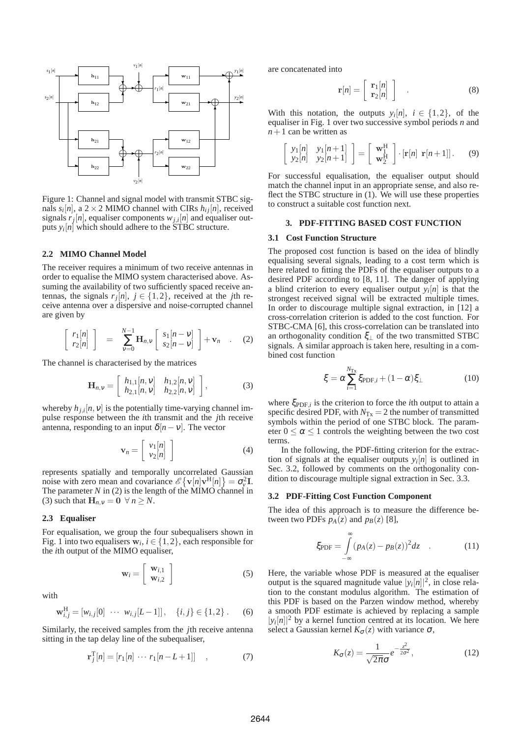Figure 1: Channel and signal model with transmit STBC signals $s_i[n]$, a $2\times 2$ MIMO channel with CIRs $h_{ij}[n]$, received signals $r_j[n]$, equaliser components $w_{j,i}[n]$ and equaliser outputs $y_i[n]$ which should adhere to the STBC structure.

### 2.2 MIMO Channel Model

The receiver requires a minimum of two receive antennas in order to equalise the MIMO system characterised above. Assuming the availability of two sufficiently spaced receive antennas, the signals $r_j[n]$, $j \in \{1,2\}$, received at the $j$th receive antenna over a dispersive and noise-corrupted channel are given by

$$\begin{bmatrix} r_1[n] \\ r_2[n] \end{bmatrix} = \sum_{\nu=0}^{N-1} \mathbf{H}_{n,\nu} \begin{bmatrix} s_1[n-\nu] \\ s_2[n-\nu] \end{bmatrix} + \mathbf{v}_n \quad . \quad (2)$$

The channel is characterised by the matrices

$$\mathbf{H}_{n,\nu} = \begin{bmatrix} h_{1,1}[n,\nu] & h_{1,2}[n,\nu] \\ h_{2,1}[n,\nu] & h_{2,2}[n,\nu] \end{bmatrix}, \quad (3)$$

whereby $h_{j,i}[n,\nu]$ is the potentially time-varying channel impulse response between the $i$th transmit and the $j$th receive antenna, responding to an input $\delta[n-\nu]$. The vector

$$\mathbf{v}_n = \begin{bmatrix} v_1[n] \\ v_2[n] \end{bmatrix} \quad (4)$$

represents spatially and temporally uncorrelated Gaussian noise with zero mean and covariance $\mathscr{E}\{\mathbf{v}[n]\mathbf{v}^{\mathrm{H}}[n]\} = \sigma_v^2\mathbf{I}$. The parameter $N$ in (2) is the length of the MIMO channel in (3) such that $\mathbf{H}_{n,\nu} = \mathbf{0} \ \forall\, n \geq N$.

### 2.3 Equaliser

For equalisation, we group the four subequalisers shown in Fig. 1 into two equalisers $\mathbf{w}_i$, $i \in \{1,2\}$, each responsible for the $i$th output of the MIMO equaliser,

$$\mathbf{w}_i = \begin{bmatrix} \mathbf{w}_{i,1} \\ \mathbf{w}_{i,2} \end{bmatrix} \quad (5)$$

with

$$\mathbf{w}_{i,j}^{\mathrm{H}} = [w_{i,j}[0] \ \cdots \ w_{i,j}[L-1]], \quad \{i,j\} \in \{1,2\} \,. \quad (6)$$

Similarly, the received samples from the $j$th receive antenna sitting in the tap delay line of the subequaliser,

$$\mathbf{r}_j^{\mathrm{T}}[n] = [r_1[n] \ \cdots \ r_1[n-L+1]] \quad , \quad (7)$$

are concatenated into

$$\mathbf{r}[n] = \begin{bmatrix} \mathbf{r}_1[n] \\ \mathbf{r}_2[n] \end{bmatrix} \quad . \quad (8)$$

With this notation, the outputs $y_i[n]$, $i \in \{1,2\}$, of the equaliser in Fig. 1 over two successive symbol periods $n$ and $n+1$ can be written as

$$\begin{bmatrix} y_1[n] & y_1[n+1] \\ y_2[n] & y_2[n+1] \end{bmatrix} = \begin{bmatrix} \mathbf{w}_1^{\mathrm{H}} \\ \mathbf{w}_2^{\mathrm{H}} \end{bmatrix} \cdot [\mathbf{r}[n] \ \ \mathbf{r}[n+1]] \,. \quad (9)$$

For successful equalisation, the equaliser output should match the channel input in an appropriate sense, and also reflect the STBC structure in (1). We will use these properties to construct a suitable cost function next.

## 3. PDF-FITTING BASED COST FUNCTION

### 3.1 Cost Function Structure

The proposed cost function is based on the idea of blindly equalising several signals, leading to a cost term which is here related to fitting the PDFs of the equaliser outputs to a desired PDF according to [8, 11]. The danger of applying a blind criterion to every equaliser output $y_i[n]$ is that the strongest received signal will be extracted multiple times. In order to discourage multiple signal extraction, in [12] a cross-correlation criterion is added to the cost function. For STBC-CMA [6], this cross-correlation can be translated into an orthogonality condition $\xi_\perp$ of the two transmitted STBC signals. A similar approach is taken here, resulting in a combined cost function

$$\xi = \alpha \sum_{i=1}^{N_{\mathrm{Tx}}} \xi_{\mathrm{PDF},i} + (1-\alpha)\xi_\perp \quad (10)$$

where $\xi_{\mathrm{PDF},i}$ is the criterion to force the $i$th output to attain a specific desired PDF, with $N_{\mathrm{Tx}} = 2$ the number of transmitted symbols within the period of one STBC block. The parameter $0 \leq \alpha \leq 1$ controls the weighting between the two cost terms.

In the following, the PDF-fitting criterion for the extraction of signals at the equaliser outputs $y_i[n]$ is outlined in Sec. 3.2, followed by comments on the orthogonality condition to discourage multiple signal extraction in Sec. 3.3.

### 3.2 PDF-Fitting Cost Function Component

The idea of this approach is to measure the difference between two PDFs $p_A(z)$ and $p_B(z)$ [8],

$$\xi_{\mathrm{PDF}} = \int_{-\infty}^{\infty} (p_A(z) - p_B(z))^2 dz \quad . \quad (11)$$

Here, the variable whose PDF is measured at the equaliser output is the squared magnitude value $|y_i[n]|^2$, in close relation to the constant modulus algorithm. The estimation of this PDF is based on the Parzen window method, whereby a smooth PDF estimate is achieved by replacing a sample $|y_i[n]|^2$ by a kernel function centred at its location. We here select a Gaussian kernel $K_\sigma(z)$ with variance $\sigma$,

$$K_\sigma(z) = \frac{1}{\sqrt{2\pi}\sigma} e^{-\frac{z^2}{2\sigma^2}}, \quad (12)$$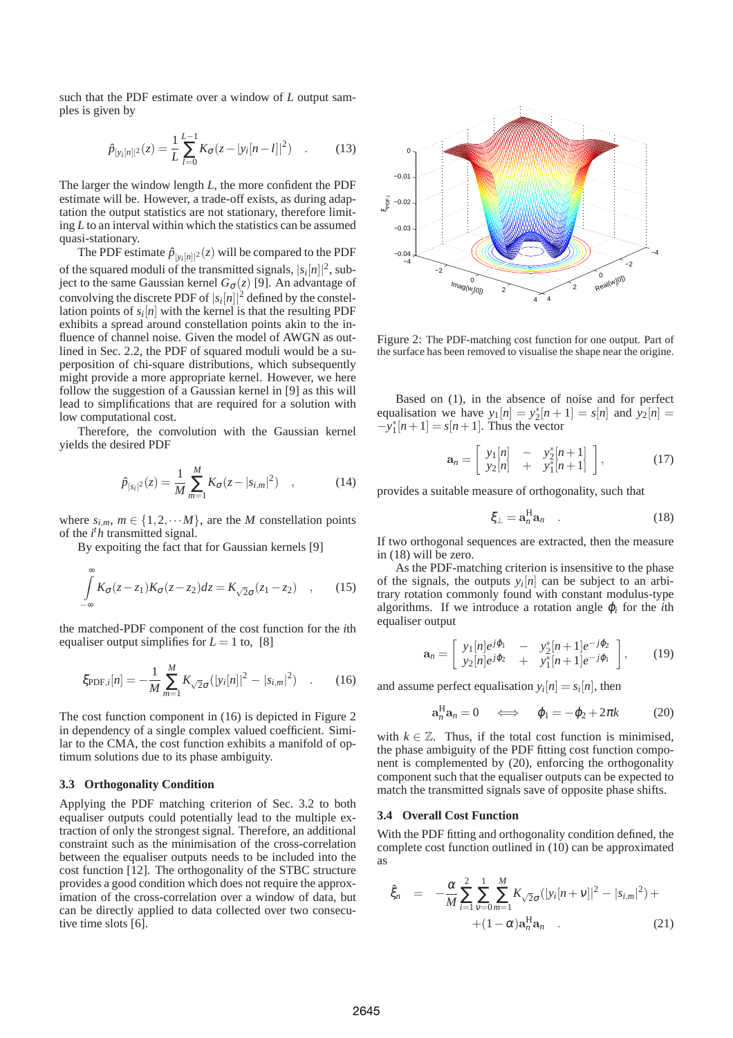such that the PDF estimate over a window of $L$ output samples is given by

$$\hat{p}_{|y_i[n]|^2}(z) = \frac{1}{L}\sum_{l=0}^{L-1} K_\sigma(z - |y_i[n-l]|^2) \quad . \tag{13}$$

The larger the window length $L$, the more confident the PDF estimate will be. However, a trade-off exists, as during adaptation the output statistics are not stationary, therefore limiting $L$ to an interval within which the statistics can be assumed quasi-stationary.

The PDF estimate $\hat{p}_{|y_i[n]|^2}(z)$ will be compared to the PDF of the squared moduli of the transmitted signals, $|s_i[n]|^2$, subject to the same Gaussian kernel $G_\sigma(z)$ [9]. An advantage of convolving the discrete PDF of $|s_i[n]|^2$ defined by the constellation points of $s_i[n]$ with the kernel is that the resulting PDF exhibits a spread around constellation points akin to the influence of channel noise. Given the model of AWGN as outlined in Sec. 2.2, the PDF of squared moduli would be a superposition of chi-square distributions, which subsequently might provide a more appropriate kernel. However, we here follow the suggestion of a Gaussian kernel in [9] as this will lead to simplifications that are required for a solution with low computational cost.

Therefore, the convolution with the Gaussian kernel yields the desired PDF

$$\hat{p}_{|s_i|^2}(z) = \frac{1}{M}\sum_{m=1}^{M} K_\sigma(z - |s_{i,m}|^2) \quad , \tag{14}$$

where $s_{i,m}$, $m \in \{1,2,\cdots M\}$, are the $M$ constellation points of the $i^th$ transmitted signal.

By expoiting the fact that for Gaussian kernels [9]

$$\int_{-\infty}^{\infty} K_\sigma(z-z_1)K_\sigma(z-z_2)dz = K_{\sqrt{2}\sigma}(z_1 - z_2) \quad , \tag{15}$$

the matched-PDF component of the cost function for the $i$th equaliser output simplifies for $L = 1$ to, [8]

$$\xi_{\mathrm{PDF},i}[n] = -\frac{1}{M}\sum_{m=1}^{M} K_{\sqrt{2}\sigma}(|y_i[n]|^2 - |s_{i,m}|^2) \quad . \tag{16}$$

The cost function component in (16) is depicted in Figure 2 in dependency of a single complex valued coefficient. Similar to the CMA, the cost function exhibits a manifold of optimum solutions due to its phase ambiguity.

Figure 2: The PDF-matching cost function for one output. Part of the surface has been removed to visualise the shape near the origine.

### 3.3 Orthogonality Condition

Applying the PDF matching criterion of Sec. 3.2 to both equaliser outputs could potentially lead to the multiple extraction of only the strongest signal. Therefore, an additional constraint such as the minimisation of the cross-correlation between the equaliser outputs needs to be included into the cost function [12]. The orthogonality of the STBC structure provides a good condition which does not require the approximation of the cross-correlation over a window of data, but can be directly applied to data collected over two consecutive time slots [6].

Based on (1), in the absence of noise and for perfect equalisation we have $y_1[n] = y_2^*[n+1] = s[n]$ and $y_2[n] = -y_1^*[n+1] = s[n+1]$. Thus the vector

$$\mathbf{a}_n = \begin{bmatrix} y_1[n] & - & y_2^*[n+1] \\ y_2[n] & + & y_1^*[n+1] \end{bmatrix} , \tag{17}$$

provides a suitable measure of orthogonality, such that

$$\xi_\perp = \mathbf{a}_n^{\mathrm{H}}\mathbf{a}_n \quad . \tag{18}$$

If two orthogonal sequences are extracted, then the measure in (18) will be zero.

As the PDF-matching criterion is insensitive to the phase of the signals, the outputs $y_i[n]$ can be subject to an arbitrary rotation commonly found with constant modulus-type algorithms. If we introduce a rotation angle $\varphi_i$ for the $i$th equaliser output

$$\mathbf{a}_n = \begin{bmatrix} y_1[n]e^{j\varphi_1} & - & y_2^*[n+1]e^{-j\varphi_2} \\ y_2[n]e^{j\varphi_2} & + & y_1^*[n+1]e^{-j\varphi_1} \end{bmatrix} , \tag{19}$$

and assume perfect equalisation $y_i[n] = s_i[n]$, then

$$\mathbf{a}_n^{\mathrm{H}}\mathbf{a}_n = 0 \quad \Longleftrightarrow \quad \varphi_1 = -\varphi_2 + 2\pi k \tag{20}$$

with $k \in \mathbb{Z}$. Thus, if the total cost function is minimised, the phase ambiguity of the PDF fitting cost function component is complemented by (20), enforcing the orthogonality component such that the equaliser outputs can be expected to match the transmitted signals save of opposite phase shifts.

### 3.4 Overall Cost Function

With the PDF fitting and orthogonality condition defined, the complete cost function outlined in (10) can be approximated as

$$\begin{aligned} \hat{\xi}_n \; = \; & -\frac{\alpha}{M}\sum_{i=1}^{2}\sum_{\nu=0}^{1}\sum_{m=1}^{M} K_{\sqrt{2}\sigma}(|y_i[n+\nu]|^2 - |s_{i,m}|^2) + \\ & + (1-\alpha)\mathbf{a}_n^{\mathrm{H}}\mathbf{a}_n \quad . \end{aligned} \tag{21}$$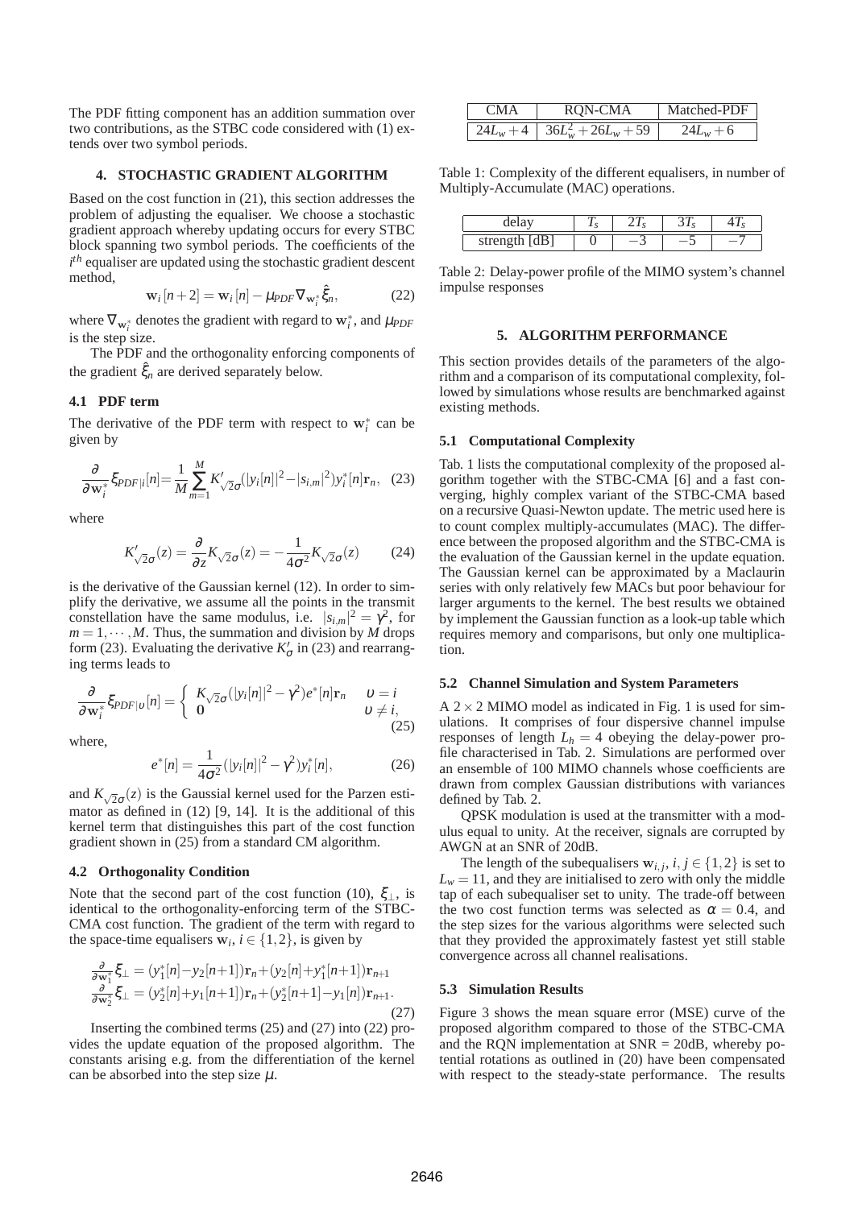The PDF fitting component has an addition summation over two contributions, as the STBC code considered with (1) extends over two symbol periods.

## 4. STOCHASTIC GRADIENT ALGORITHM

Based on the cost function in (21), this section addresses the problem of adjusting the equaliser. We choose a stochastic gradient approach whereby updating occurs for every STBC block spanning two symbol periods. The coefficients of the $i^{th}$ equaliser are updated using the stochastic gradient descent method,

$$\mathbf{w}_i[n+2] = \mathbf{w}_i[n] - \mu_{PDF} \nabla_{\mathbf{w}_i^*} \hat{\xi}_n, \tag{22}$$

where $\nabla_{\mathbf{w}_i^*}$ denotes the gradient with regard to $\mathbf{w}_i^*$, and $\mu_{PDF}$ is the step size.

The PDF and the orthogonality enforcing components of the gradient $\hat{\xi}_n$ are derived separately below.

### 4.1 PDF term

The derivative of the PDF term with respect to $\mathbf{w}_i^*$ can be given by

$$\frac{\partial}{\partial \mathbf{w}_i^*} \xi_{PDF|i}[n] = \frac{1}{M} \sum_{m=1}^{M} K'_{\sqrt{2}\sigma}(|y_i[n]|^2 - |s_{i,m}|^2) y_i^*[n] \mathbf{r}_n, \tag{23}$$

where

$$K'_{\sqrt{2}\sigma}(z) = \frac{\partial}{\partial z} K_{\sqrt{2}\sigma}(z) = -\frac{1}{4\sigma^2} K_{\sqrt{2}\sigma}(z) \tag{24}$$

is the derivative of the Gaussian kernel (12). In order to simplify the derivative, we assume all the points in the transmit constellation have the same modulus, i.e. $|s_{i,m}|^2 = \gamma^2$, for $m = 1, \cdots, M$. Thus, the summation and division by $M$ drops form (23). Evaluating the derivative $K'_\sigma$ in (23) and rearranging terms leads to

$$\frac{\partial}{\partial \mathbf{w}_i^*} \xi_{PDF|\upsilon}[n] = \begin{cases} K_{\sqrt{2}\sigma}(|y_i[n]|^2 - \gamma^2) e^*[n] \mathbf{r}_n & \upsilon = i \\ \mathbf{0} & \upsilon \neq i, \end{cases} \tag{25}$$

where,

$$e^*[n] = \frac{1}{4\sigma^2}(|y_i[n]|^2 - \gamma^2) y_i^*[n], \tag{26}$$

and $K_{\sqrt{2}\sigma}(z)$ is the Gaussial kernel used for the Parzen estimator as defined in (12) [9, 14]. It is the additional of this kernel term that distinguishes this part of the cost function gradient shown in (25) from a standard CM algorithm.

### 4.2 Orthogonality Condition

Note that the second part of the cost function (10), $\xi_\perp$, is identical to the orthogonality-enforcing term of the STBC-CMA cost function. The gradient of the term with regard to the space-time equalisers $\mathbf{w}_i$, $i \in \{1, 2\}$, is given by

$$\begin{aligned} \frac{\partial}{\partial \mathbf{w}_1^*} \xi_\perp &= (y_1^*[n] - y_2[n+1]) \mathbf{r}_n + (y_2[n] + y_1^*[n+1]) \mathbf{r}_{n+1} \\ \frac{\partial}{\partial \mathbf{w}_2^*} \xi_\perp &= (y_2^*[n] + y_1[n+1]) \mathbf{r}_n + (y_2^*[n+1] - y_1[n]) \mathbf{r}_{n+1}. \end{aligned} \tag{27}$$

Inserting the combined terms (25) and (27) into (22) provides the update equation of the proposed algorithm. The constants arising e.g. from the differentiation of the kernel can be absorbed into the step size $\mu$.

| CMA | RQN-CMA | Matched-PDF |
|---|---|---|
| $24L_w + 4$ | $36L_w^2 + 26L_w + 59$ | $24L_w + 6$ |

Table 1: Complexity of the different equalisers, in number of Multiply-Accumulate (MAC) operations.

| delay | $T_s$ | $2T_s$ | $3T_s$ | $4T_s$ |
|---|---|---|---|---|
| strength [dB] | 0 | $-3$ | $-5$ | $-7$ |

Table 2: Delay-power profile of the MIMO system's channel impulse responses

## 5. ALGORITHM PERFORMANCE

This section provides details of the parameters of the algorithm and a comparison of its computational complexity, followed by simulations whose results are benchmarked against existing methods.

### 5.1 Computational Complexity

Tab. 1 lists the computational complexity of the proposed algorithm together with the STBC-CMA [6] and a fast converging, highly complex variant of the STBC-CMA based on a recursive Quasi-Newton update. The metric used here is to count complex multiply-accumulates (MAC). The difference between the proposed algorithm and the STBC-CMA is the evaluation of the Gaussian kernel in the update equation. The Gaussian kernel can be approximated by a Maclaurin series with only relatively few MACs but poor behaviour for larger arguments to the kernel. The best results we obtained by implement the Gaussian function as a look-up table which requires memory and comparisons, but only one multiplication.

### 5.2 Channel Simulation and System Parameters

A $2 \times 2$ MIMO model as indicated in Fig. 1 is used for simulations. It comprises of four dispersive channel impulse responses of length $L_h = 4$ obeying the delay-power profile characterised in Tab. 2. Simulations are performed over an ensemble of 100 MIMO channels whose coefficients are drawn from complex Gaussian distributions with variances defined by Tab. 2.

QPSK modulation is used at the transmitter with a modulus equal to unity. At the receiver, signals are corrupted by AWGN at an SNR of 20dB.

The length of the subequalisers $\mathbf{w}_{i,j}$, $i, j \in \{1, 2\}$ is set to $L_w = 11$, and they are initialised to zero with only the middle tap of each subequaliser set to unity. The trade-off between the two cost function terms was selected as $\alpha = 0.4$, and the step sizes for the various algorithms were selected such that they provided the approximately fastest yet still stable convergence across all channel realisations.

### 5.3 Simulation Results

Figure 3 shows the mean square error (MSE) curve of the proposed algorithm compared to those of the STBC-CMA and the RQN implementation at SNR = 20dB, whereby potential rotations as outlined in (20) have been compensated with respect to the steady-state performance. The results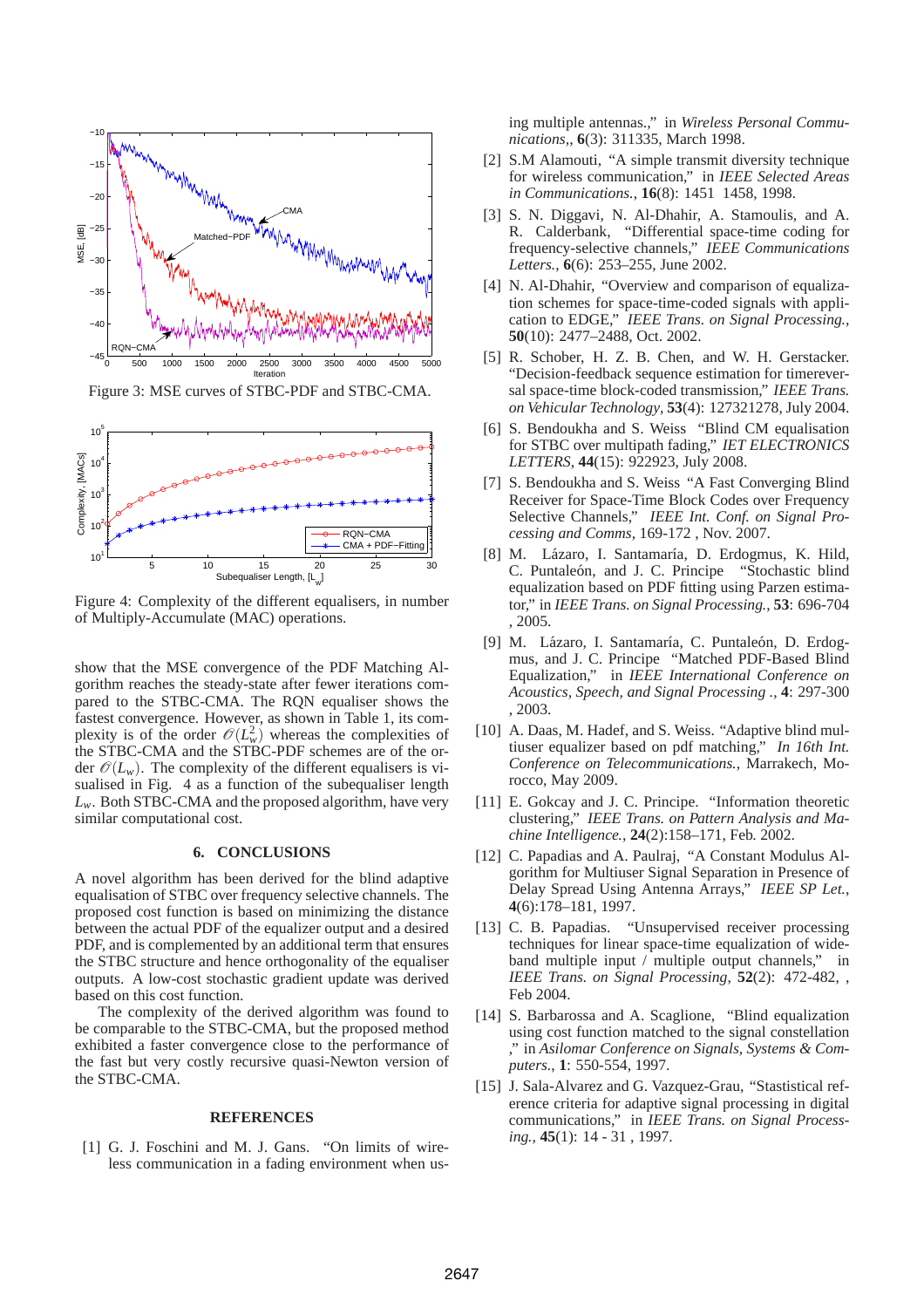−10
−15
−20
−25
−30
−35
−40
−45
MSE, [dB]
0 500 1000 1500 2000 2500 3000 3500 4000 4500 5000
Iteration
CMA
Matched−PDF
RQN−CMA

Figure 3: MSE curves of STBC-PDF and STBC-CMA.

$10^5$
$10^4$
$10^3$
$10^2$
$10^1$
Complexity, [MACs]
5 10 15 20 25 30
Subequaliser Length, $[L_w]$
RQN−CMA
CMA + PDF−Fitting

Figure 4: Complexity of the different equalisers, in number of Multiply-Accumulate (MAC) operations.

show that the MSE convergence of the PDF Matching Algorithm reaches the steady-state after fewer iterations compared to the STBC-CMA. The RQN equaliser shows the fastest convergence. However, as shown in Table 1, its complexity is of the order $\mathcal{O}(L_w^2)$ whereas the complexities of the STBC-CMA and the STBC-PDF schemes are of the order $\mathcal{O}(L_w)$. The complexity of the different equalisers is visualised in Fig. 4 as a function of the subequaliser length $L_w$. Both STBC-CMA and the proposed algorithm, have very similar computational cost.

## 6. CONCLUSIONS

A novel algorithm has been derived for the blind adaptive equalisation of STBC over frequency selective channels. The proposed cost function is based on minimizing the distance between the actual PDF of the equalizer output and a desired PDF, and is complemented by an additional term that ensures the STBC structure and hence orthogonality of the equaliser outputs. A low-cost stochastic gradient update was derived based on this cost function.

The complexity of the derived algorithm was found to be comparable to the STBC-CMA, but the proposed method exhibited a faster convergence close to the performance of the fast but very costly recursive quasi-Newton version of the STBC-CMA.

## REFERENCES

[1] G. J. Foschini and M. J. Gans. "On limits of wireless communication in a fading environment when using multiple antennas.," in *Wireless Personal Communications,*, **6**(3): 311335, March 1998.

[2] S.M Alamouti, "A simple transmit diversity technique for wireless communication," in *IEEE Selected Areas in Communications.*, **16**(8): 1451 1458, 1998.

[3] S. N. Diggavi, N. Al-Dhahir, A. Stamoulis, and A. R. Calderbank, "Differential space-time coding for frequency-selective channels," *IEEE Communications Letters.*, **6**(6): 253–255, June 2002.

[4] N. Al-Dhahir, "Overview and comparison of equalization schemes for space-time-coded signals with application to EDGE," *IEEE Trans. on Signal Processing.*, **50**(10): 2477–2488, Oct. 2002.

[5] R. Schober, H. Z. B. Chen, and W. H. Gerstacker. "Decision-feedback sequence estimation for timereversal space-time block-coded transmission," *IEEE Trans. on Vehicular Technology*, **53**(4): 127321278, July 2004.

[6] S. Bendoukha and S. Weiss "Blind CM equalisation for STBC over multipath fading," *IET ELECTRONICS LETTERS*, **44**(15): 922923, July 2008.

[7] S. Bendoukha and S. Weiss "A Fast Converging Blind Receiver for Space-Time Block Codes over Frequency Selective Channels," *IEEE Int. Conf. on Signal Processing and Comms*, 169-172 , Nov. 2007.

[8] M. Lázaro, I. Santamaría, D. Erdogmus, K. Hild, C. Puntaleón, and J. C. Principe "Stochastic blind equalization based on PDF fitting using Parzen estimator," in *IEEE Trans. on Signal Processing.*, **53**: 696-704 , 2005.

[9] M. Lázaro, I. Santamaría, C. Puntaleón, D. Erdogmus, and J. C. Principe "Matched PDF-Based Blind Equalization," in *IEEE International Conference on Acoustics, Speech, and Signal Processing .*, **4**: 297-300 , 2003.

[10] A. Daas, M. Hadef, and S. Weiss. "Adaptive blind multiuser equalizer based on pdf matching," *In 16th Int. Conference on Telecommunications.*, Marrakech, Morocco, May 2009.

[11] E. Gokcay and J. C. Principe. "Information theoretic clustering," *IEEE Trans. on Pattern Analysis and Machine Intelligence.*, **24**(2):158–171, Feb. 2002.

[12] C. Papadias and A. Paulraj, "A Constant Modulus Algorithm for Multiuser Signal Separation in Presence of Delay Spread Using Antenna Arrays," *IEEE SP Let.*, **4**(6):178–181, 1997.

[13] C. B. Papadias. "Unsupervised receiver processing techniques for linear space-time equalization of wideband multiple input / multiple output channels," in *IEEE Trans. on Signal Processing*, **52**(2): 472-482, , Feb 2004.

[14] S. Barbarossa and A. Scaglione, "Blind equalization using cost function matched to the signal constellation ," in *Asilomar Conference on Signals, Systems & Computers.*, **1**: 550-554, 1997.

[15] J. Sala-Alvarez and G. Vazquez-Grau, "Stastistical reference criteria for adaptive signal processing in digital communications," in *IEEE Trans. on Signal Processing.*, **45**(1): 14 - 31 , 1997.